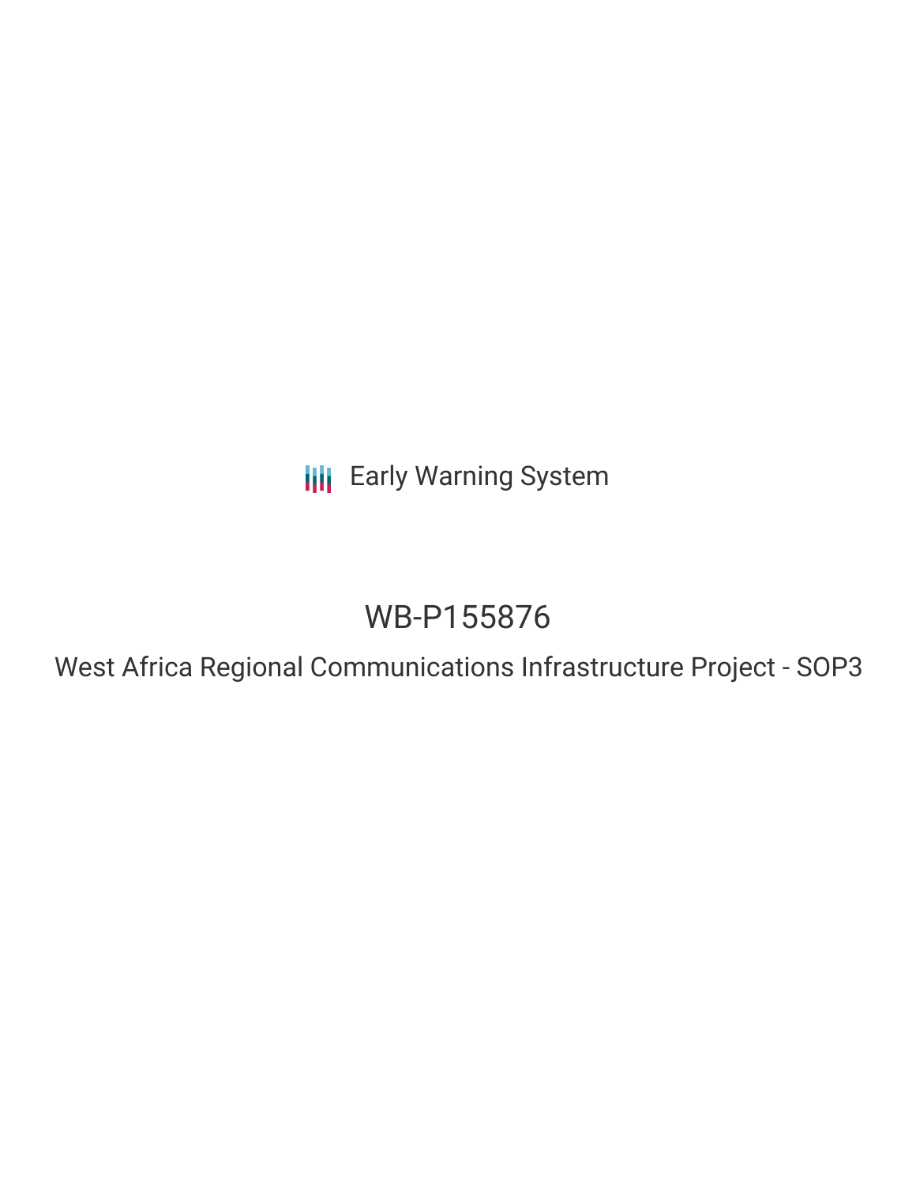Early Warning System

# WB-P155876

## West Africa Regional Communications Infrastructure Project - SOP3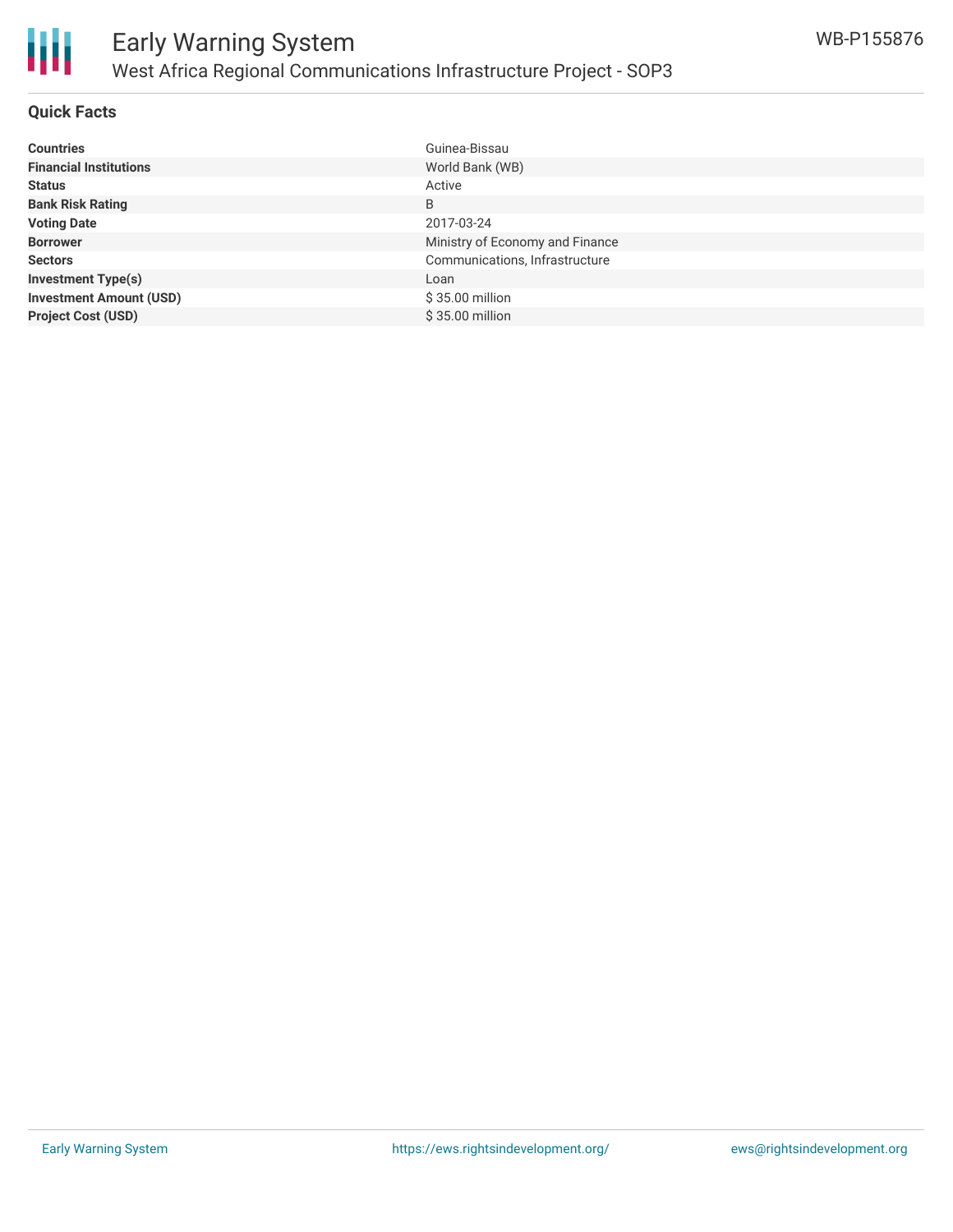# Early Warning System

## West Africa Regional Communications Infrastructure Project - SOP3

WB-P155876

### Quick Facts

| | |
|---|---|
| **Countries** | Guinea-Bissau |
| **Financial Institutions** | World Bank (WB) |
| **Status** | Active |
| **Bank Risk Rating** | B |
| **Voting Date** | 2017-03-24 |
| **Borrower** | Ministry of Economy and Finance |
| **Sectors** | Communications, Infrastructure |
| **Investment Type(s)** | Loan |
| **Investment Amount (USD)** | $ 35.00 million |
| **Project Cost (USD)** | $ 35.00 million |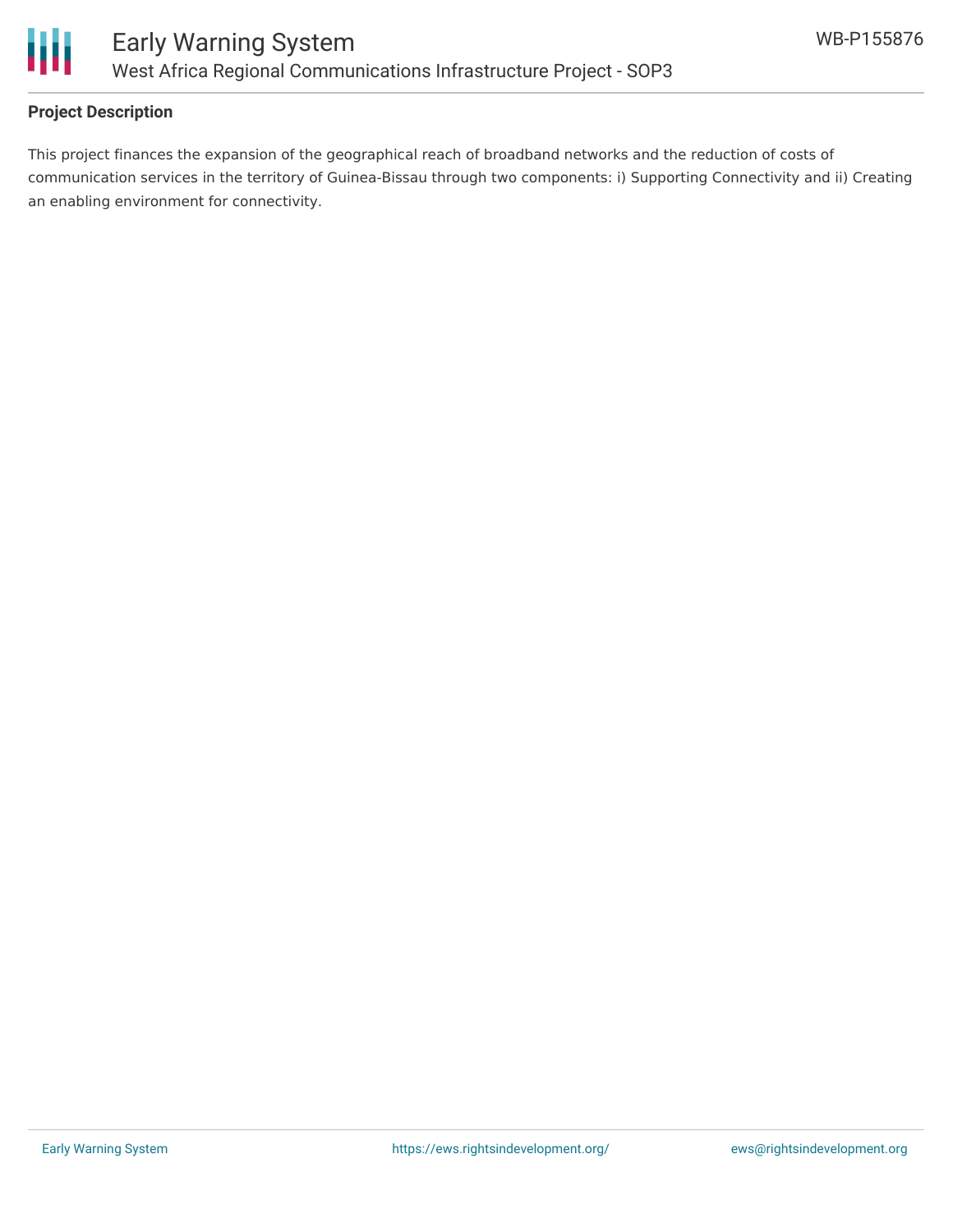**Project Description**

This project finances the expansion of the geographical reach of broadband networks and the reduction of costs of communication services in the territory of Guinea-Bissau through two components: i) Supporting Connectivity and ii) Creating an enabling environment for connectivity.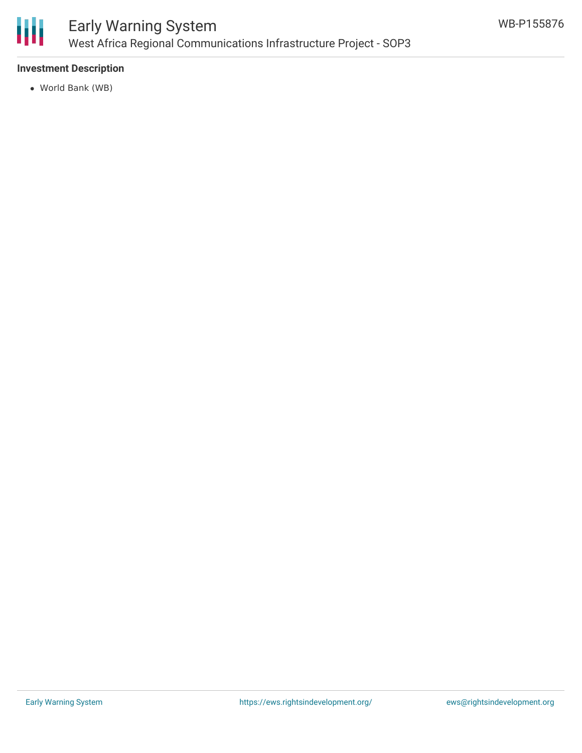### Investment Description

- World Bank (WB)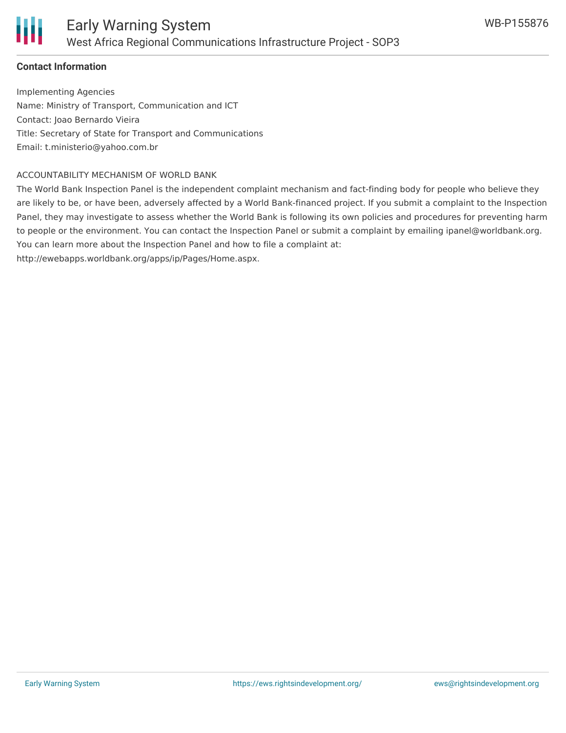**Contact Information**

Implementing Agencies
Name: Ministry of Transport, Communication and ICT
Contact: Joao Bernardo Vieira
Title: Secretary of State for Transport and Communications
Email: t.ministerio@yahoo.com.br

ACCOUNTABILITY MECHANISM OF WORLD BANK
The World Bank Inspection Panel is the independent complaint mechanism and fact-finding body for people who believe they are likely to be, or have been, adversely affected by a World Bank-financed project. If you submit a complaint to the Inspection Panel, they may investigate to assess whether the World Bank is following its own policies and procedures for preventing harm to people or the environment. You can contact the Inspection Panel or submit a complaint by emailing ipanel@worldbank.org. You can learn more about the Inspection Panel and how to file a complaint at: http://ewebapps.worldbank.org/apps/ip/Pages/Home.aspx.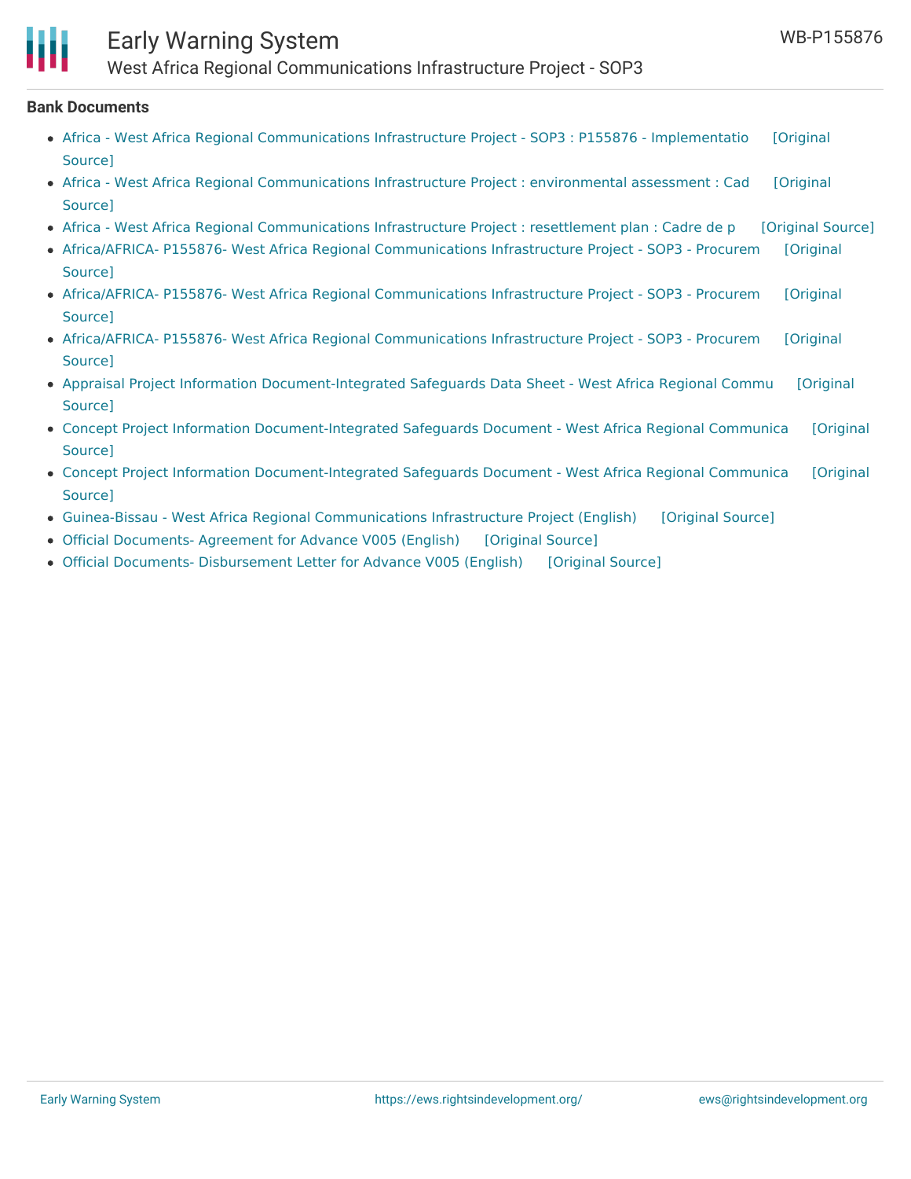**Bank Documents**

- Africa - West Africa Regional Communications Infrastructure Project - SOP3 : P155876 - Implementatio [Original Source]
- Africa - West Africa Regional Communications Infrastructure Project : environmental assessment : Cad [Original Source]
- Africa - West Africa Regional Communications Infrastructure Project : resettlement plan : Cadre de p [Original Source]
- Africa/AFRICA- P155876- West Africa Regional Communications Infrastructure Project - SOP3 - Procurem [Original Source]
- Africa/AFRICA- P155876- West Africa Regional Communications Infrastructure Project - SOP3 - Procurem [Original Source]
- Africa/AFRICA- P155876- West Africa Regional Communications Infrastructure Project - SOP3 - Procurem [Original Source]
- Appraisal Project Information Document-Integrated Safeguards Data Sheet - West Africa Regional Commu [Original Source]
- Concept Project Information Document-Integrated Safeguards Document - West Africa Regional Communica [Original Source]
- Concept Project Information Document-Integrated Safeguards Document - West Africa Regional Communica [Original Source]
- Guinea-Bissau - West Africa Regional Communications Infrastructure Project (English) [Original Source]
- Official Documents- Agreement for Advance V005 (English) [Original Source]
- Official Documents- Disbursement Letter for Advance V005 (English) [Original Source]